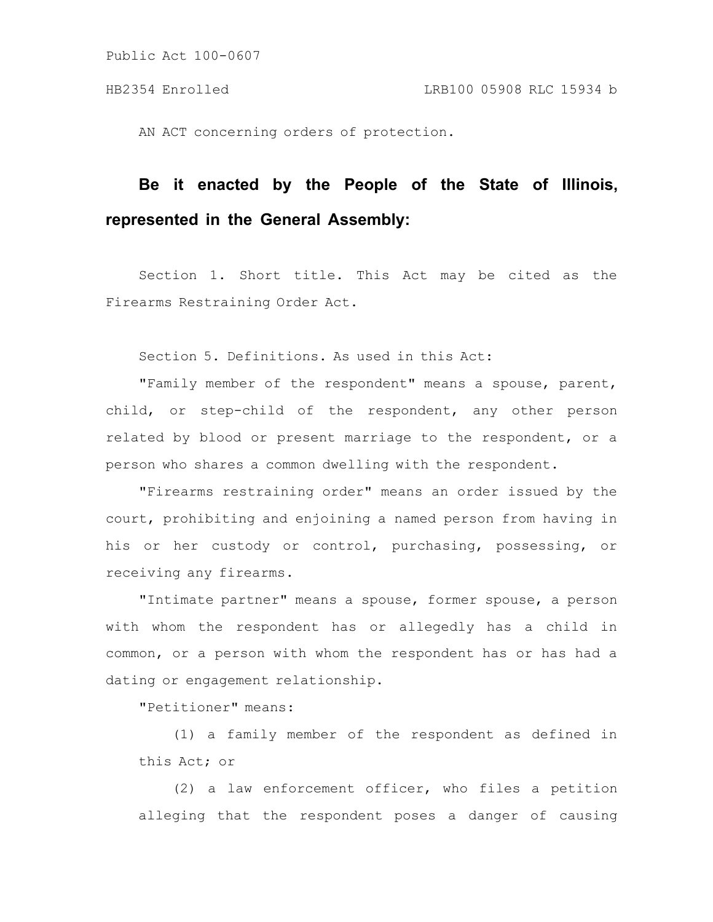Public Act 100-0607

HB2354 Enrolled LRB100 05908 RLC 15934 b

AN ACT concerning orders of protection.

**Be it enacted by the People of the State of Illinois, represented in the General Assembly:**

Section 1. Short title. This Act may be cited as the Firearms Restraining Order Act.

Section 5. Definitions. As used in this Act:

"Family member of the respondent" means a spouse, parent, child, or step-child of the respondent, any other person related by blood or present marriage to the respondent, or a person who shares a common dwelling with the respondent.

"Firearms restraining order" means an order issued by the court, prohibiting and enjoining a named person from having in his or her custody or control, purchasing, possessing, or receiving any firearms.

"Intimate partner" means a spouse, former spouse, a person with whom the respondent has or allegedly has a child in common, or a person with whom the respondent has or has had a dating or engagement relationship.

"Petitioner" means:

(1) a family member of the respondent as defined in this Act; or

(2) a law enforcement officer, who files a petition alleging that the respondent poses a danger of causing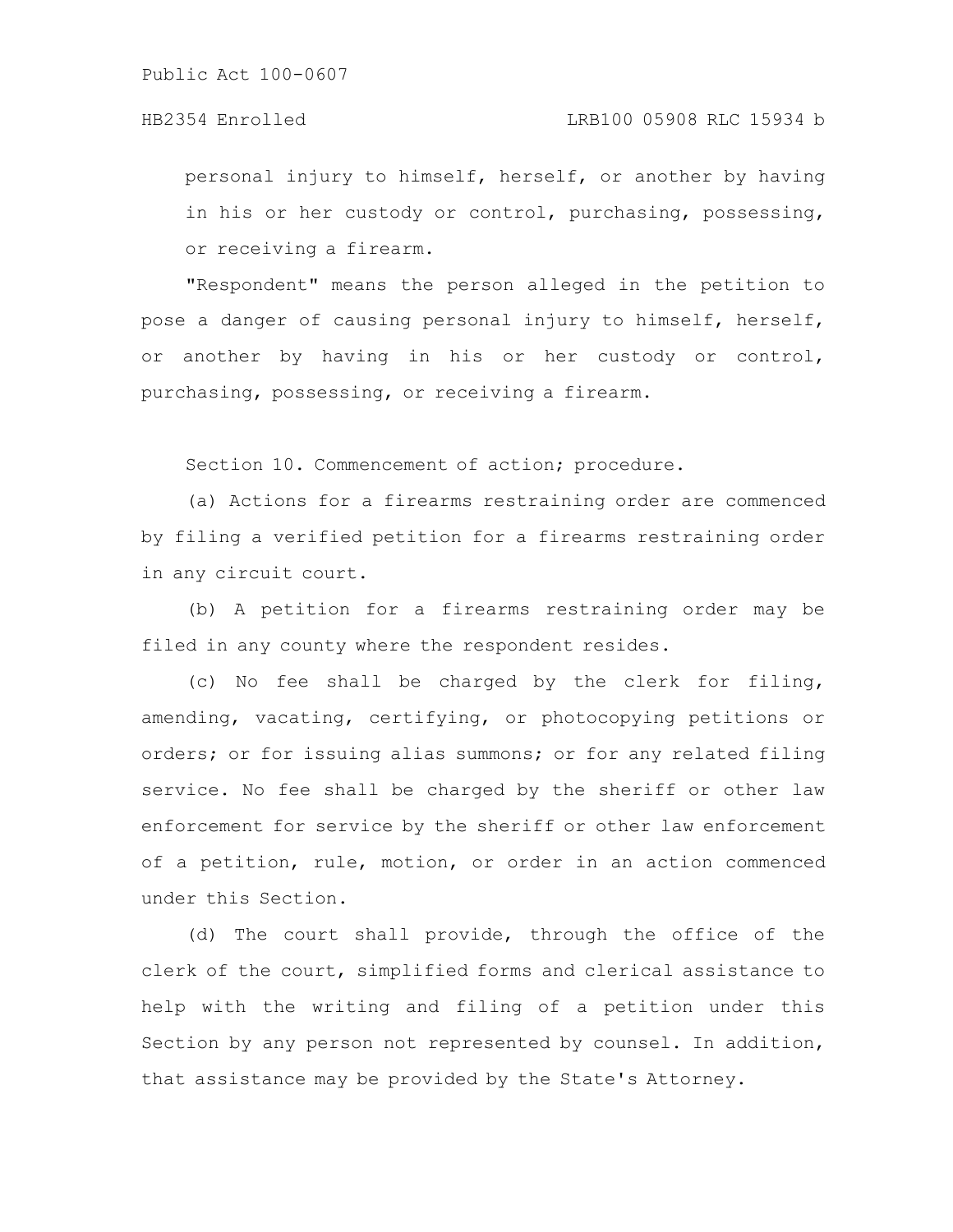personal injury to himself, herself, or another by having in his or her custody or control, purchasing, possessing, or receiving a firearm.

"Respondent" means the person alleged in the petition to pose a danger of causing personal injury to himself, herself, or another by having in his or her custody or control, purchasing, possessing, or receiving a firearm.

Section 10. Commencement of action; procedure.

(a) Actions for a firearms restraining order are commenced by filing a verified petition for a firearms restraining order in any circuit court.

(b) A petition for a firearms restraining order may be filed in any county where the respondent resides.

(c) No fee shall be charged by the clerk for filing, amending, vacating, certifying, or photocopying petitions or orders; or for issuing alias summons; or for any related filing service. No fee shall be charged by the sheriff or other law enforcement for service by the sheriff or other law enforcement of a petition, rule, motion, or order in an action commenced under this Section.

(d) The court shall provide, through the office of the clerk of the court, simplified forms and clerical assistance to help with the writing and filing of a petition under this Section by any person not represented by counsel. In addition, that assistance may be provided by the State's Attorney.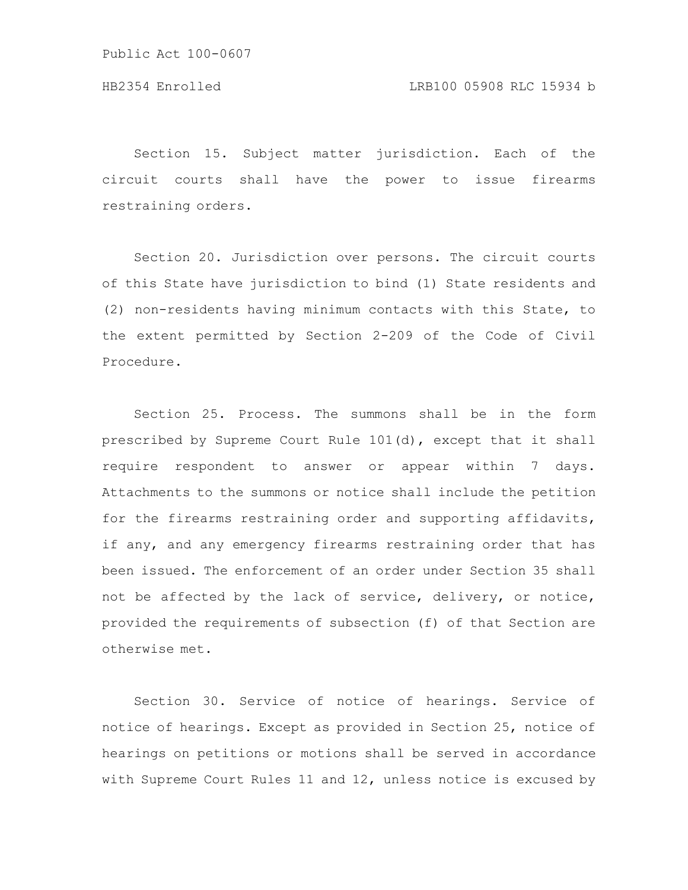Section 15. Subject matter jurisdiction. Each of the circuit courts shall have the power to issue firearms restraining orders.

Section 20. Jurisdiction over persons. The circuit courts of this State have jurisdiction to bind (1) State residents and (2) non-residents having minimum contacts with this State, to the extent permitted by Section 2-209 of the Code of Civil Procedure.

Section 25. Process. The summons shall be in the form prescribed by Supreme Court Rule 101(d), except that it shall require respondent to answer or appear within 7 days. Attachments to the summons or notice shall include the petition for the firearms restraining order and supporting affidavits, if any, and any emergency firearms restraining order that has been issued. The enforcement of an order under Section 35 shall not be affected by the lack of service, delivery, or notice, provided the requirements of subsection (f) of that Section are otherwise met.

Section 30. Service of notice of hearings. Service of notice of hearings. Except as provided in Section 25, notice of hearings on petitions or motions shall be served in accordance with Supreme Court Rules 11 and 12, unless notice is excused by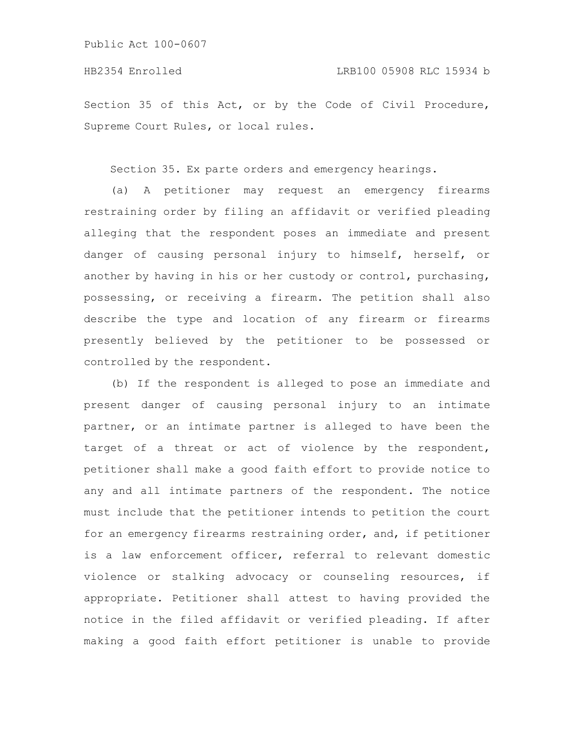Section 35 of this Act, or by the Code of Civil Procedure, Supreme Court Rules, or local rules.

Section 35. Ex parte orders and emergency hearings.

(a) A petitioner may request an emergency firearms restraining order by filing an affidavit or verified pleading alleging that the respondent poses an immediate and present danger of causing personal injury to himself, herself, or another by having in his or her custody or control, purchasing, possessing, or receiving a firearm. The petition shall also describe the type and location of any firearm or firearms presently believed by the petitioner to be possessed or controlled by the respondent.

(b) If the respondent is alleged to pose an immediate and present danger of causing personal injury to an intimate partner, or an intimate partner is alleged to have been the target of a threat or act of violence by the respondent, petitioner shall make a good faith effort to provide notice to any and all intimate partners of the respondent. The notice must include that the petitioner intends to petition the court for an emergency firearms restraining order, and, if petitioner is a law enforcement officer, referral to relevant domestic violence or stalking advocacy or counseling resources, if appropriate. Petitioner shall attest to having provided the notice in the filed affidavit or verified pleading. If after making a good faith effort petitioner is unable to provide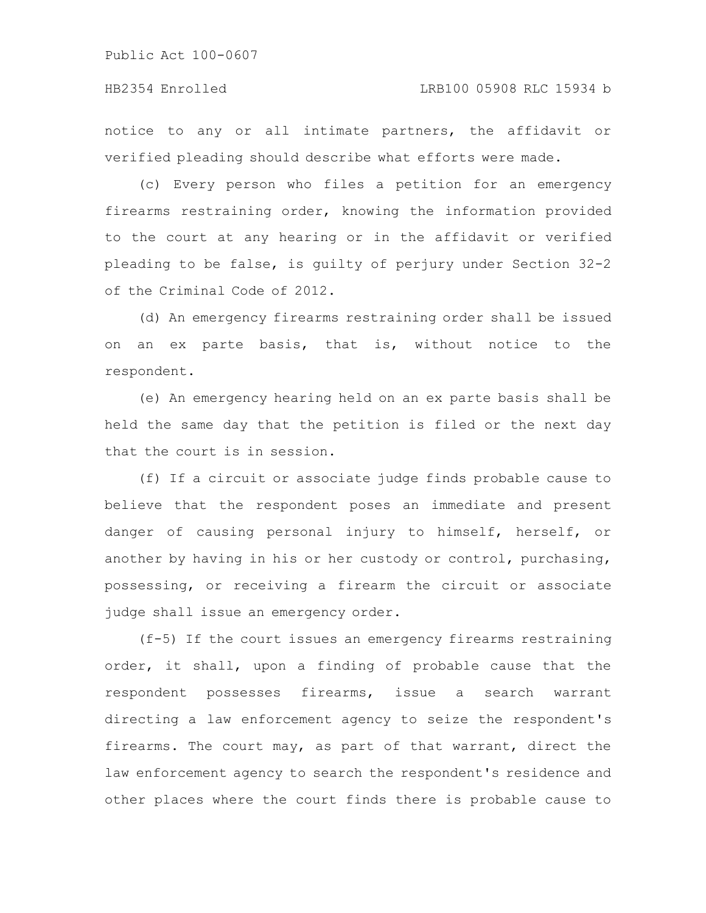notice to any or all intimate partners, the affidavit or verified pleading should describe what efforts were made.

(c) Every person who files a petition for an emergency firearms restraining order, knowing the information provided to the court at any hearing or in the affidavit or verified pleading to be false, is guilty of perjury under Section 32-2 of the Criminal Code of 2012.

(d) An emergency firearms restraining order shall be issued on an ex parte basis, that is, without notice to the respondent.

(e) An emergency hearing held on an ex parte basis shall be held the same day that the petition is filed or the next day that the court is in session.

(f) If a circuit or associate judge finds probable cause to believe that the respondent poses an immediate and present danger of causing personal injury to himself, herself, or another by having in his or her custody or control, purchasing, possessing, or receiving a firearm the circuit or associate judge shall issue an emergency order.

(f-5) If the court issues an emergency firearms restraining order, it shall, upon a finding of probable cause that the respondent possesses firearms, issue a search warrant directing a law enforcement agency to seize the respondent's firearms. The court may, as part of that warrant, direct the law enforcement agency to search the respondent's residence and other places where the court finds there is probable cause to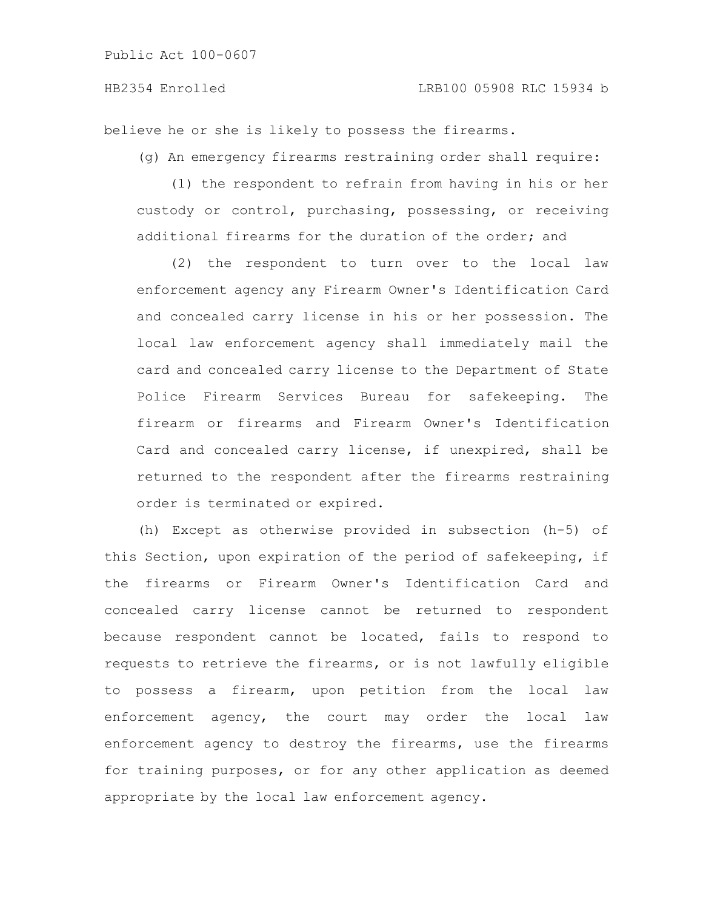believe he or she is likely to possess the firearms.

(g) An emergency firearms restraining order shall require:

(1) the respondent to refrain from having in his or her custody or control, purchasing, possessing, or receiving additional firearms for the duration of the order; and

(2) the respondent to turn over to the local law enforcement agency any Firearm Owner's Identification Card and concealed carry license in his or her possession. The local law enforcement agency shall immediately mail the card and concealed carry license to the Department of State Police Firearm Services Bureau for safekeeping. The firearm or firearms and Firearm Owner's Identification Card and concealed carry license, if unexpired, shall be returned to the respondent after the firearms restraining order is terminated or expired.

(h) Except as otherwise provided in subsection (h-5) of this Section, upon expiration of the period of safekeeping, if the firearms or Firearm Owner's Identification Card and concealed carry license cannot be returned to respondent because respondent cannot be located, fails to respond to requests to retrieve the firearms, or is not lawfully eligible to possess a firearm, upon petition from the local law enforcement agency, the court may order the local law enforcement agency to destroy the firearms, use the firearms for training purposes, or for any other application as deemed appropriate by the local law enforcement agency.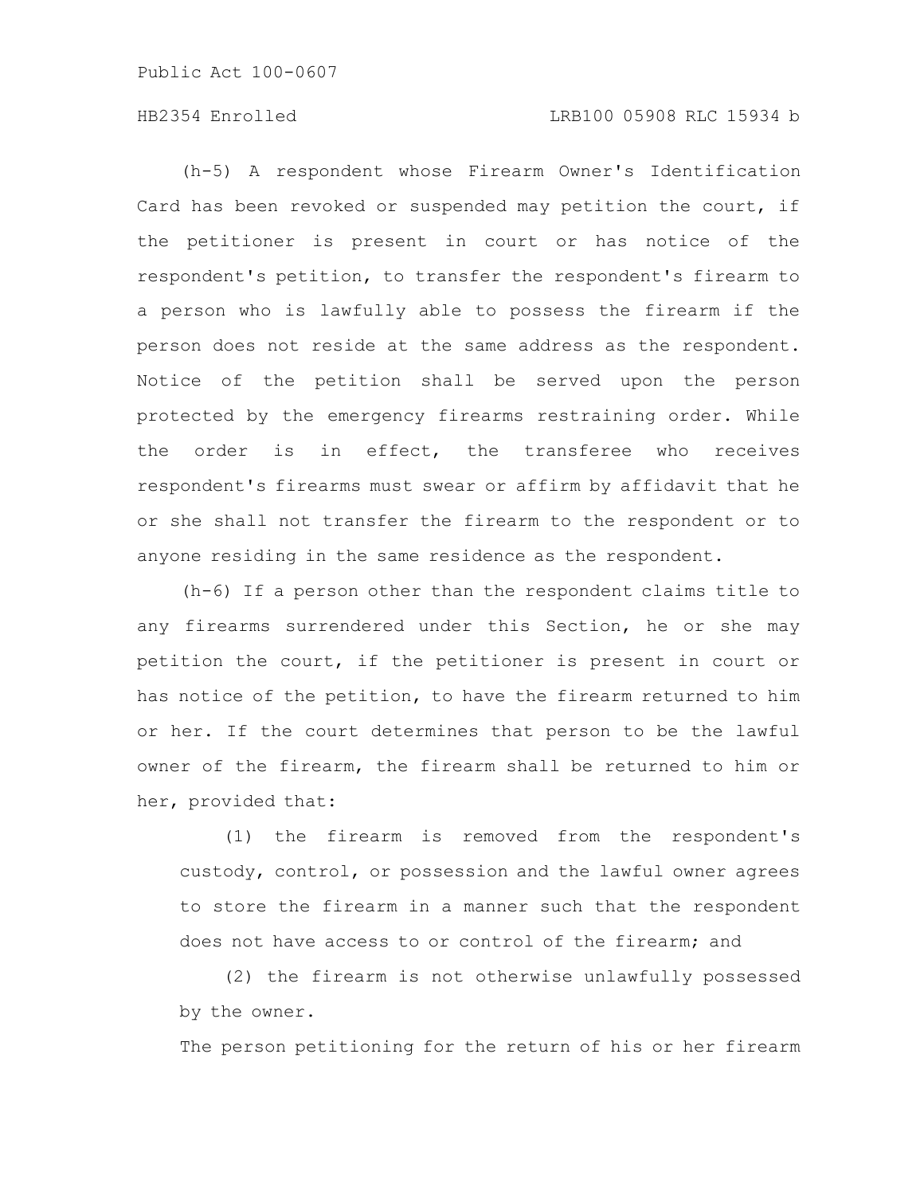(h-5) A respondent whose Firearm Owner's Identification Card has been revoked or suspended may petition the court, if the petitioner is present in court or has notice of the respondent's petition, to transfer the respondent's firearm to a person who is lawfully able to possess the firearm if the person does not reside at the same address as the respondent. Notice of the petition shall be served upon the person protected by the emergency firearms restraining order. While the order is in effect, the transferee who receives respondent's firearms must swear or affirm by affidavit that he or she shall not transfer the firearm to the respondent or to anyone residing in the same residence as the respondent.

(h-6) If a person other than the respondent claims title to any firearms surrendered under this Section, he or she may petition the court, if the petitioner is present in court or has notice of the petition, to have the firearm returned to him or her. If the court determines that person to be the lawful owner of the firearm, the firearm shall be returned to him or her, provided that:

(1) the firearm is removed from the respondent's custody, control, or possession and the lawful owner agrees to store the firearm in a manner such that the respondent does not have access to or control of the firearm; and

(2) the firearm is not otherwise unlawfully possessed by the owner.

The person petitioning for the return of his or her firearm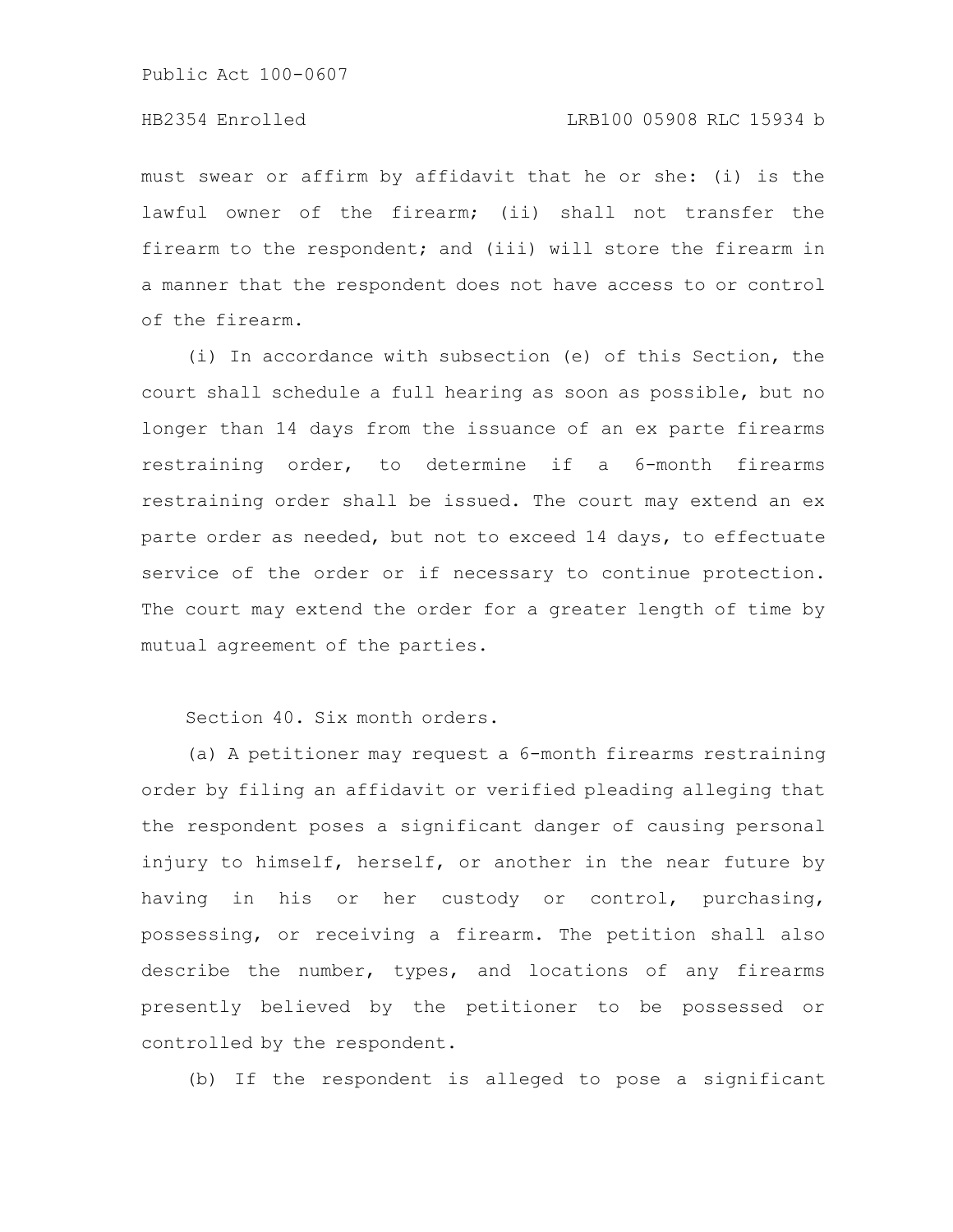must swear or affirm by affidavit that he or she: (i) is the lawful owner of the firearm; (ii) shall not transfer the firearm to the respondent; and (iii) will store the firearm in a manner that the respondent does not have access to or control of the firearm.

(i) In accordance with subsection (e) of this Section, the court shall schedule a full hearing as soon as possible, but no longer than 14 days from the issuance of an ex parte firearms restraining order, to determine if a 6-month firearms restraining order shall be issued. The court may extend an ex parte order as needed, but not to exceed 14 days, to effectuate service of the order or if necessary to continue protection. The court may extend the order for a greater length of time by mutual agreement of the parties.

Section 40. Six month orders.

(a) A petitioner may request a 6-month firearms restraining order by filing an affidavit or verified pleading alleging that the respondent poses a significant danger of causing personal injury to himself, herself, or another in the near future by having in his or her custody or control, purchasing, possessing, or receiving a firearm. The petition shall also describe the number, types, and locations of any firearms presently believed by the petitioner to be possessed or controlled by the respondent.

(b) If the respondent is alleged to pose a significant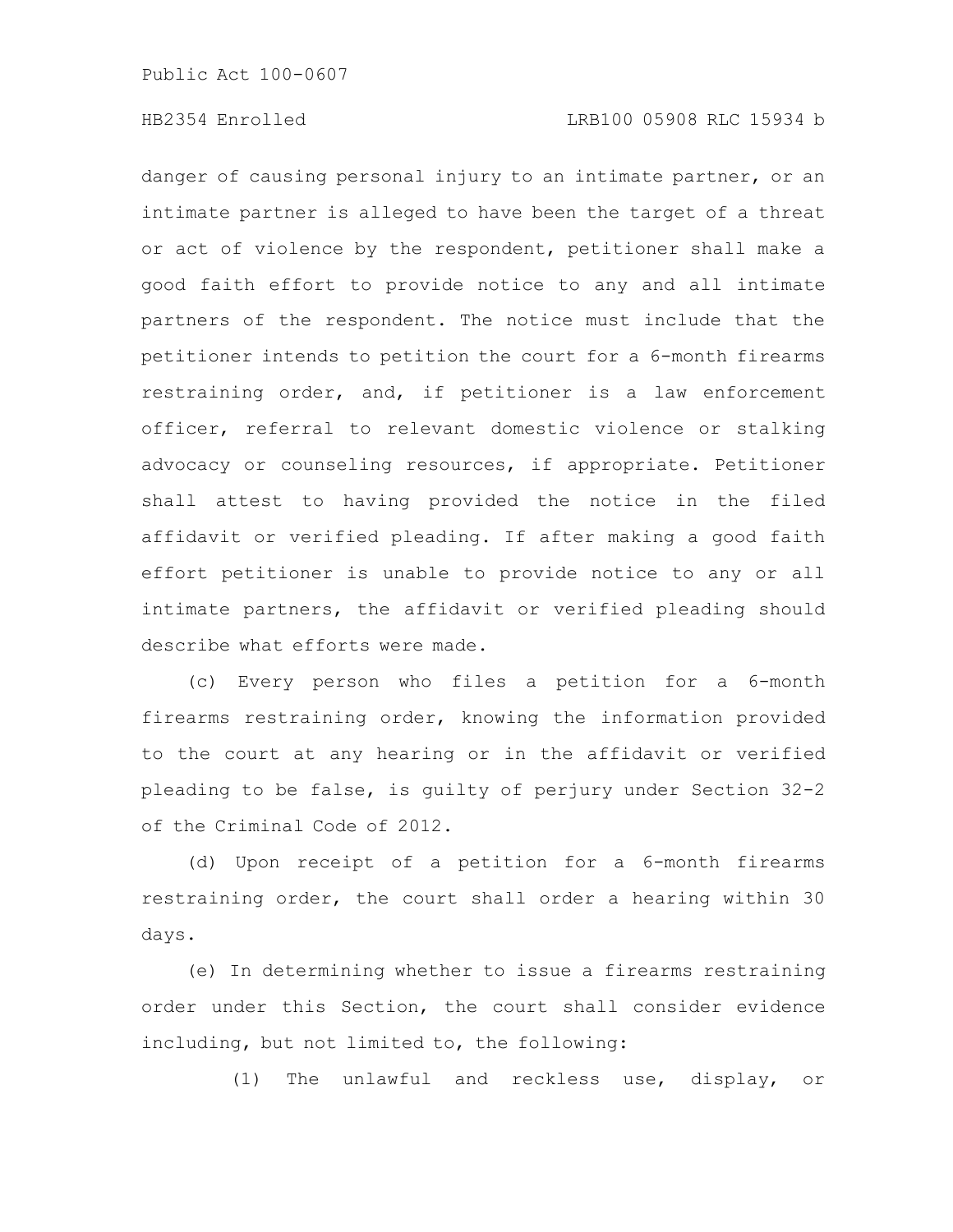danger of causing personal injury to an intimate partner, or an intimate partner is alleged to have been the target of a threat or act of violence by the respondent, petitioner shall make a good faith effort to provide notice to any and all intimate partners of the respondent. The notice must include that the petitioner intends to petition the court for a 6-month firearms restraining order, and, if petitioner is a law enforcement officer, referral to relevant domestic violence or stalking advocacy or counseling resources, if appropriate. Petitioner shall attest to having provided the notice in the filed affidavit or verified pleading. If after making a good faith effort petitioner is unable to provide notice to any or all intimate partners, the affidavit or verified pleading should describe what efforts were made.

(c) Every person who files a petition for a 6-month firearms restraining order, knowing the information provided to the court at any hearing or in the affidavit or verified pleading to be false, is guilty of perjury under Section 32-2 of the Criminal Code of 2012.

(d) Upon receipt of a petition for a 6-month firearms restraining order, the court shall order a hearing within 30 days.

(e) In determining whether to issue a firearms restraining order under this Section, the court shall consider evidence including, but not limited to, the following:

(1) The unlawful and reckless use, display, or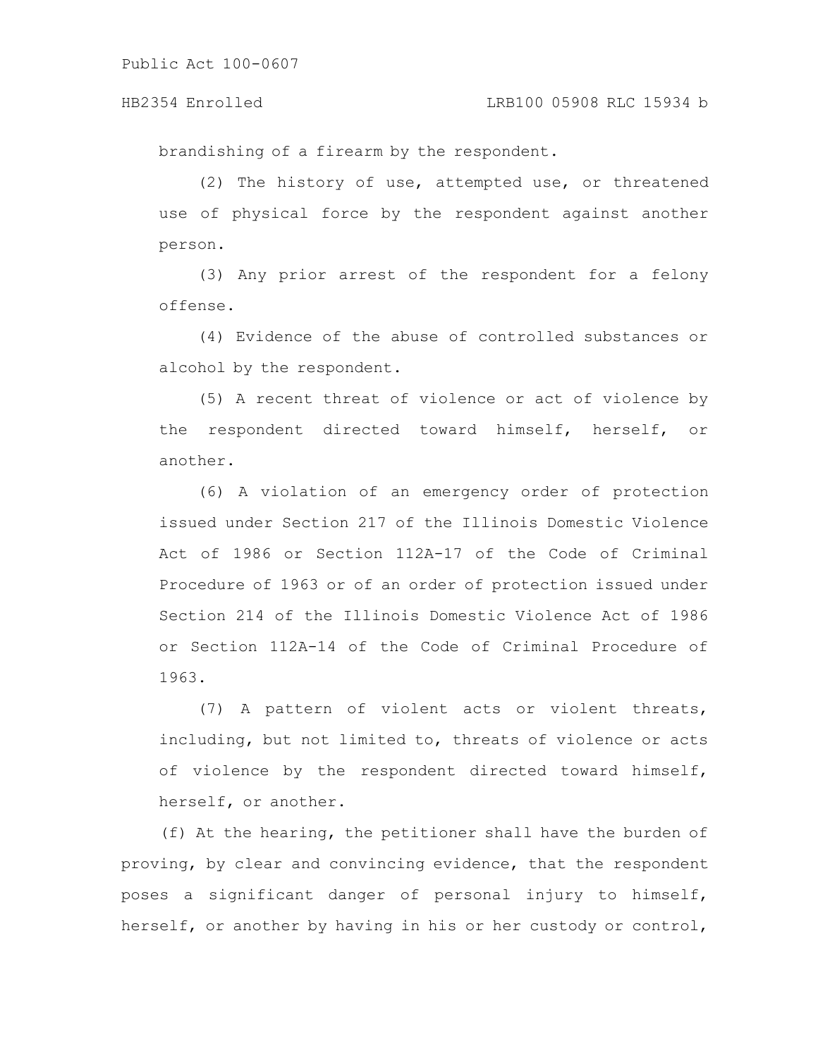brandishing of a firearm by the respondent.

(2) The history of use, attempted use, or threatened use of physical force by the respondent against another person.

(3) Any prior arrest of the respondent for a felony offense.

(4) Evidence of the abuse of controlled substances or alcohol by the respondent.

(5) A recent threat of violence or act of violence by the respondent directed toward himself, herself, or another.

(6) A violation of an emergency order of protection issued under Section 217 of the Illinois Domestic Violence Act of 1986 or Section 112A-17 of the Code of Criminal Procedure of 1963 or of an order of protection issued under Section 214 of the Illinois Domestic Violence Act of 1986 or Section 112A-14 of the Code of Criminal Procedure of 1963.

(7) A pattern of violent acts or violent threats, including, but not limited to, threats of violence or acts of violence by the respondent directed toward himself, herself, or another.

(f) At the hearing, the petitioner shall have the burden of proving, by clear and convincing evidence, that the respondent poses a significant danger of personal injury to himself, herself, or another by having in his or her custody or control,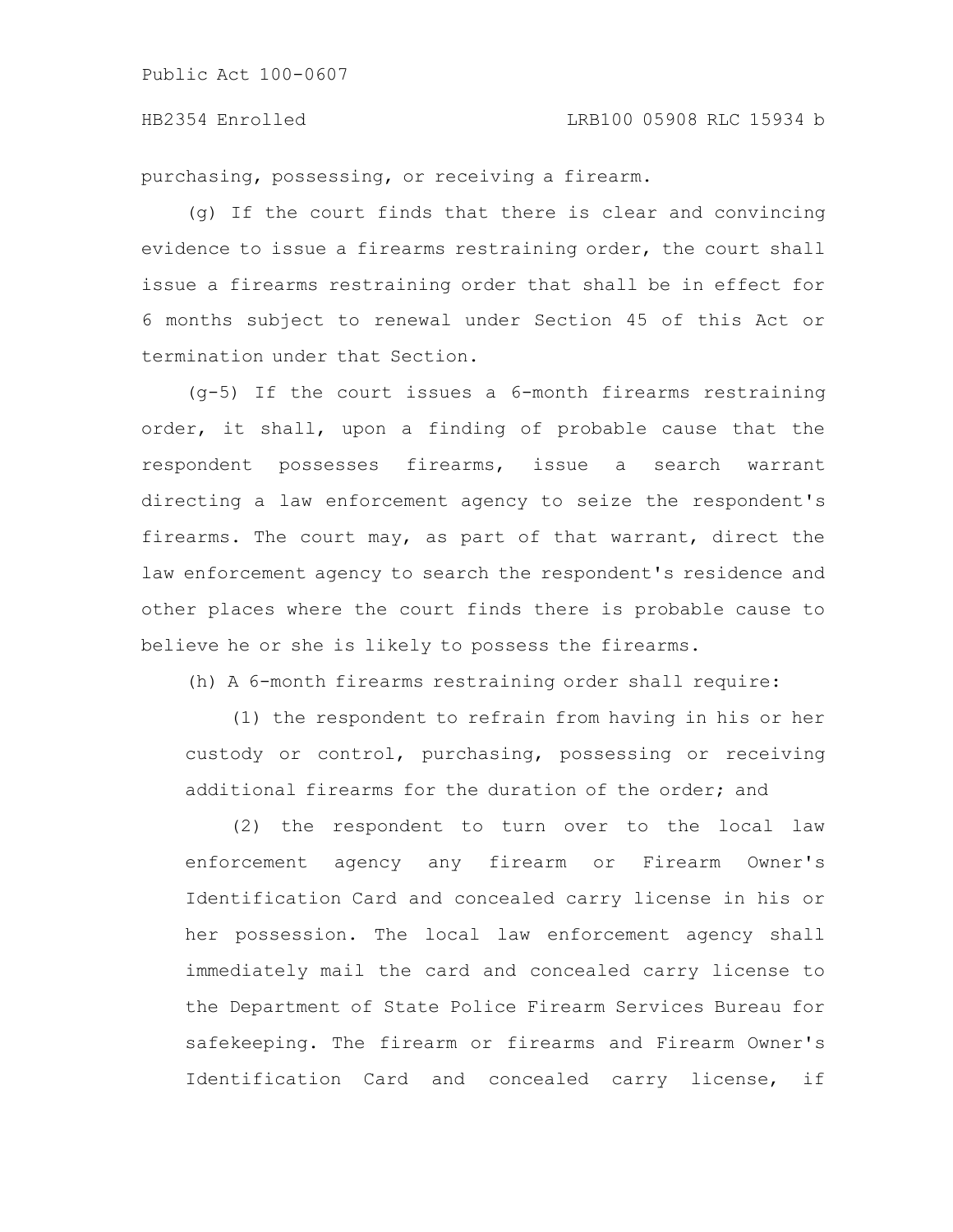purchasing, possessing, or receiving a firearm.

(g) If the court finds that there is clear and convincing evidence to issue a firearms restraining order, the court shall issue a firearms restraining order that shall be in effect for 6 months subject to renewal under Section 45 of this Act or termination under that Section.

(g-5) If the court issues a 6-month firearms restraining order, it shall, upon a finding of probable cause that the respondent possesses firearms, issue a search warrant directing a law enforcement agency to seize the respondent's firearms. The court may, as part of that warrant, direct the law enforcement agency to search the respondent's residence and other places where the court finds there is probable cause to believe he or she is likely to possess the firearms.

(h) A 6-month firearms restraining order shall require:

(1) the respondent to refrain from having in his or her custody or control, purchasing, possessing or receiving additional firearms for the duration of the order; and

(2) the respondent to turn over to the local law enforcement agency any firearm or Firearm Owner's Identification Card and concealed carry license in his or her possession. The local law enforcement agency shall immediately mail the card and concealed carry license to the Department of State Police Firearm Services Bureau for safekeeping. The firearm or firearms and Firearm Owner's Identification Card and concealed carry license, if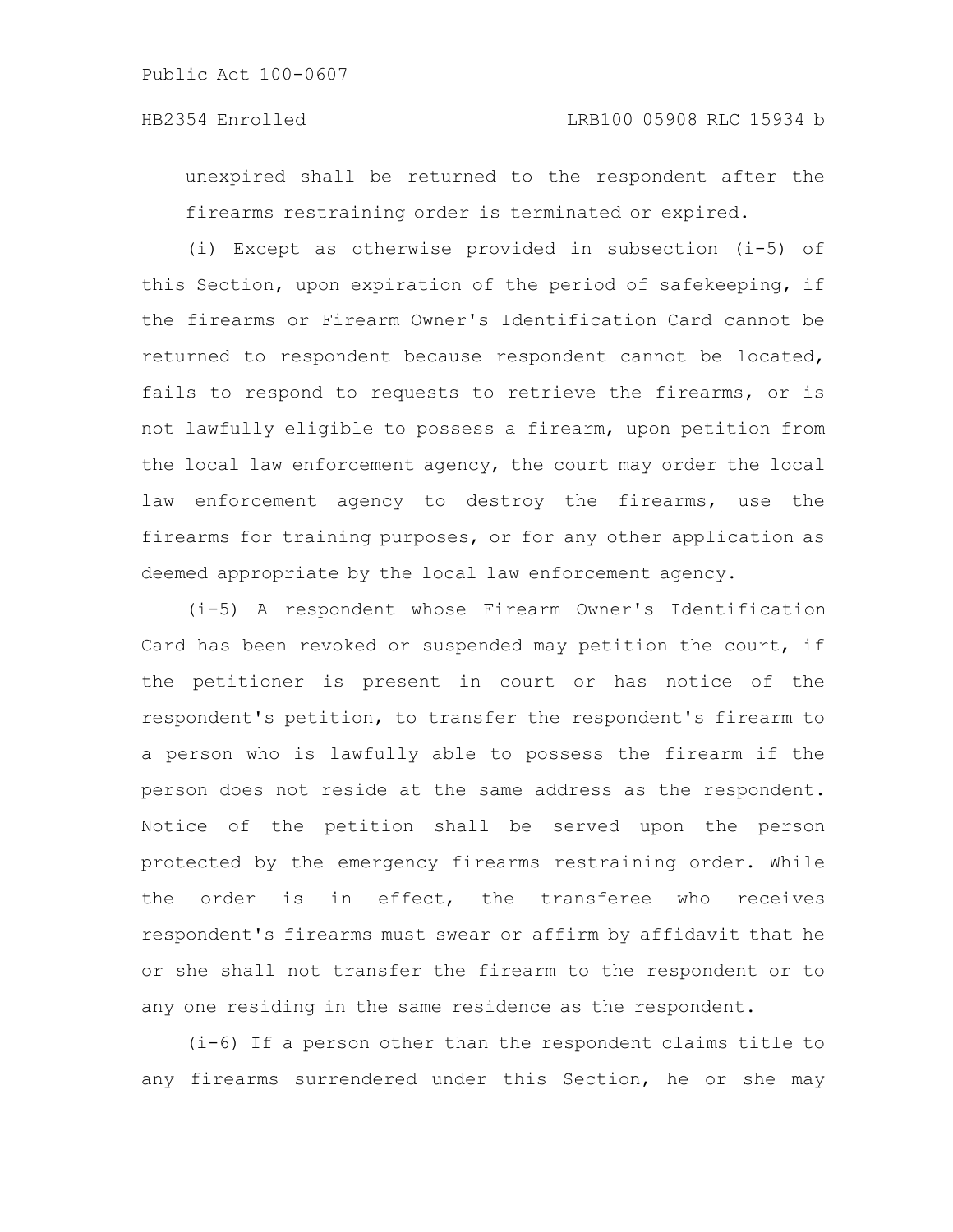unexpired shall be returned to the respondent after the firearms restraining order is terminated or expired.

(i) Except as otherwise provided in subsection (i-5) of this Section, upon expiration of the period of safekeeping, if the firearms or Firearm Owner's Identification Card cannot be returned to respondent because respondent cannot be located, fails to respond to requests to retrieve the firearms, or is not lawfully eligible to possess a firearm, upon petition from the local law enforcement agency, the court may order the local law enforcement agency to destroy the firearms, use the firearms for training purposes, or for any other application as deemed appropriate by the local law enforcement agency.

(i-5) A respondent whose Firearm Owner's Identification Card has been revoked or suspended may petition the court, if the petitioner is present in court or has notice of the respondent's petition, to transfer the respondent's firearm to a person who is lawfully able to possess the firearm if the person does not reside at the same address as the respondent. Notice of the petition shall be served upon the person protected by the emergency firearms restraining order. While the order is in effect, the transferee who receives respondent's firearms must swear or affirm by affidavit that he or she shall not transfer the firearm to the respondent or to any one residing in the same residence as the respondent.

(i-6) If a person other than the respondent claims title to any firearms surrendered under this Section, he or she may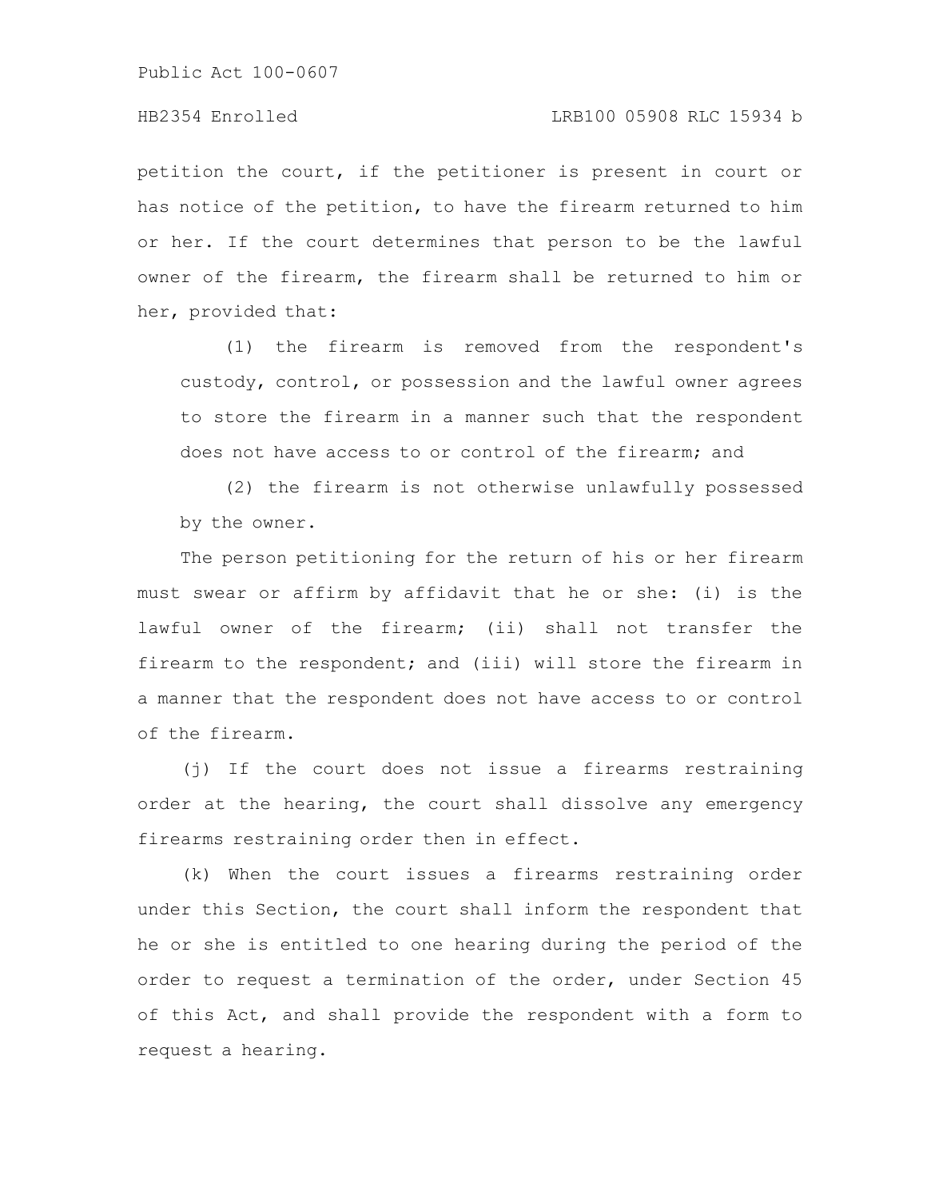petition the court, if the petitioner is present in court or has notice of the petition, to have the firearm returned to him or her. If the court determines that person to be the lawful owner of the firearm, the firearm shall be returned to him or her, provided that:

(1) the firearm is removed from the respondent's custody, control, or possession and the lawful owner agrees to store the firearm in a manner such that the respondent does not have access to or control of the firearm; and

(2) the firearm is not otherwise unlawfully possessed by the owner.

The person petitioning for the return of his or her firearm must swear or affirm by affidavit that he or she: (i) is the lawful owner of the firearm; (ii) shall not transfer the firearm to the respondent; and (iii) will store the firearm in a manner that the respondent does not have access to or control of the firearm.

(j) If the court does not issue a firearms restraining order at the hearing, the court shall dissolve any emergency firearms restraining order then in effect.

(k) When the court issues a firearms restraining order under this Section, the court shall inform the respondent that he or she is entitled to one hearing during the period of the order to request a termination of the order, under Section 45 of this Act, and shall provide the respondent with a form to request a hearing.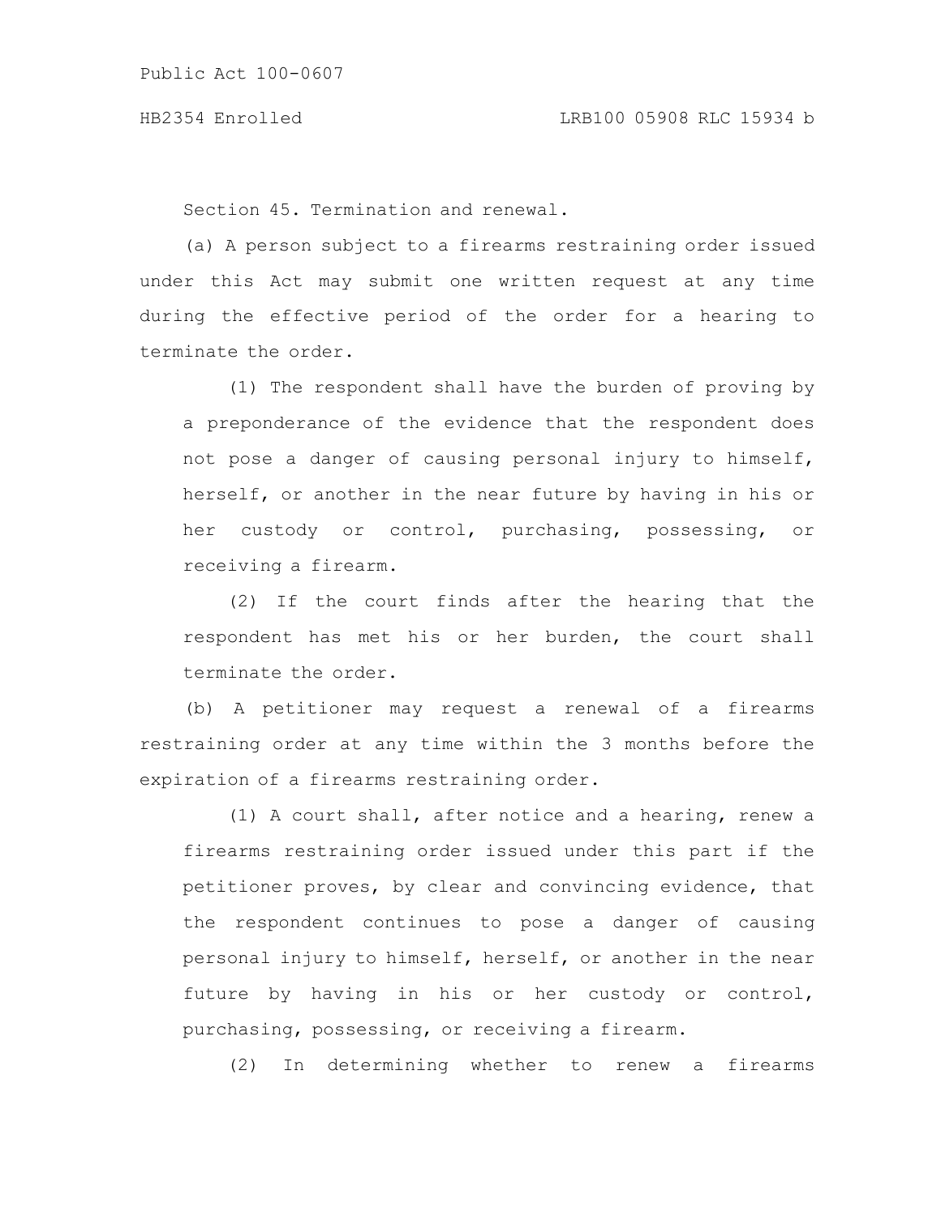Section 45. Termination and renewal.

(a) A person subject to a firearms restraining order issued under this Act may submit one written request at any time during the effective period of the order for a hearing to terminate the order.

(1) The respondent shall have the burden of proving by a preponderance of the evidence that the respondent does not pose a danger of causing personal injury to himself, herself, or another in the near future by having in his or her custody or control, purchasing, possessing, or receiving a firearm.

(2) If the court finds after the hearing that the respondent has met his or her burden, the court shall terminate the order.

(b) A petitioner may request a renewal of a firearms restraining order at any time within the 3 months before the expiration of a firearms restraining order.

(1) A court shall, after notice and a hearing, renew a firearms restraining order issued under this part if the petitioner proves, by clear and convincing evidence, that the respondent continues to pose a danger of causing personal injury to himself, herself, or another in the near future by having in his or her custody or control, purchasing, possessing, or receiving a firearm.

(2) In determining whether to renew a firearms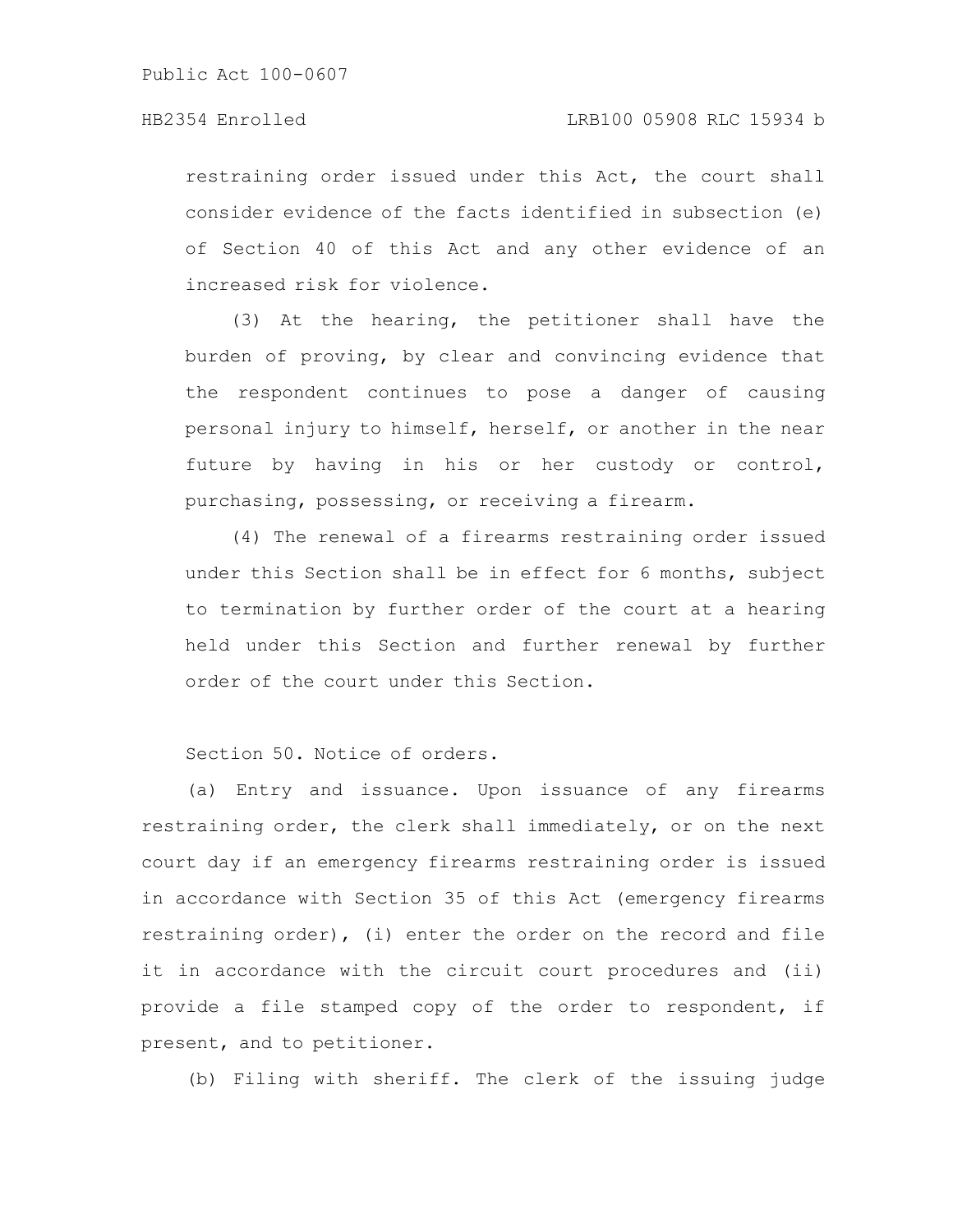restraining order issued under this Act, the court shall consider evidence of the facts identified in subsection (e) of Section 40 of this Act and any other evidence of an increased risk for violence.

(3) At the hearing, the petitioner shall have the burden of proving, by clear and convincing evidence that the respondent continues to pose a danger of causing personal injury to himself, herself, or another in the near future by having in his or her custody or control, purchasing, possessing, or receiving a firearm.

(4) The renewal of a firearms restraining order issued under this Section shall be in effect for 6 months, subject to termination by further order of the court at a hearing held under this Section and further renewal by further order of the court under this Section.

Section 50. Notice of orders.

(a) Entry and issuance. Upon issuance of any firearms restraining order, the clerk shall immediately, or on the next court day if an emergency firearms restraining order is issued in accordance with Section 35 of this Act (emergency firearms restraining order), (i) enter the order on the record and file it in accordance with the circuit court procedures and (ii) provide a file stamped copy of the order to respondent, if present, and to petitioner.

(b) Filing with sheriff. The clerk of the issuing judge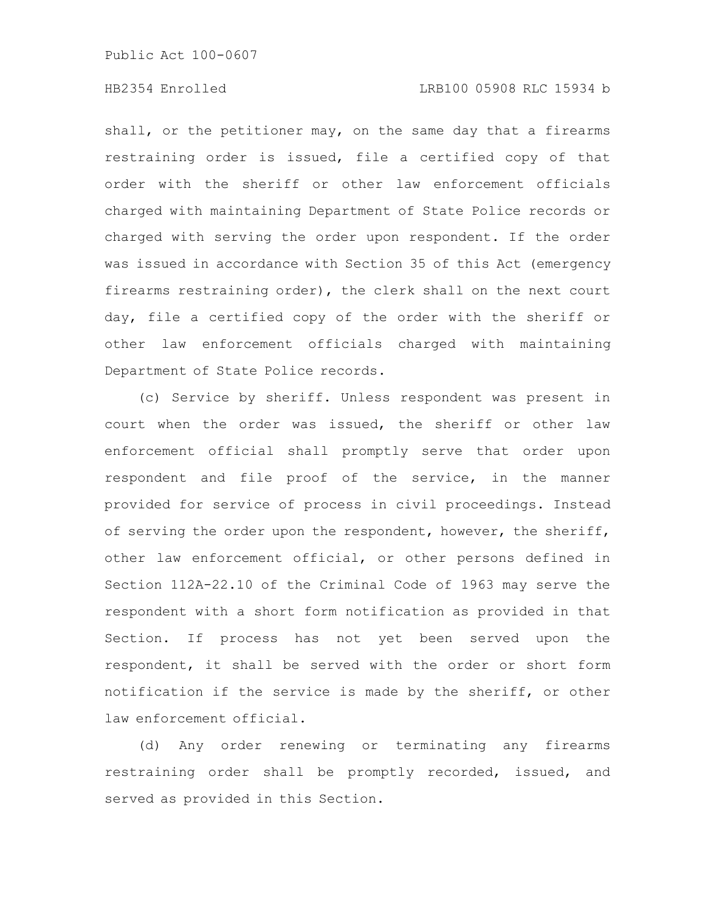shall, or the petitioner may, on the same day that a firearms restraining order is issued, file a certified copy of that order with the sheriff or other law enforcement officials charged with maintaining Department of State Police records or charged with serving the order upon respondent. If the order was issued in accordance with Section 35 of this Act (emergency firearms restraining order), the clerk shall on the next court day, file a certified copy of the order with the sheriff or other law enforcement officials charged with maintaining Department of State Police records.

(c) Service by sheriff. Unless respondent was present in court when the order was issued, the sheriff or other law enforcement official shall promptly serve that order upon respondent and file proof of the service, in the manner provided for service of process in civil proceedings. Instead of serving the order upon the respondent, however, the sheriff, other law enforcement official, or other persons defined in Section 112A-22.10 of the Criminal Code of 1963 may serve the respondent with a short form notification as provided in that Section. If process has not yet been served upon the respondent, it shall be served with the order or short form notification if the service is made by the sheriff, or other law enforcement official.

(d) Any order renewing or terminating any firearms restraining order shall be promptly recorded, issued, and served as provided in this Section.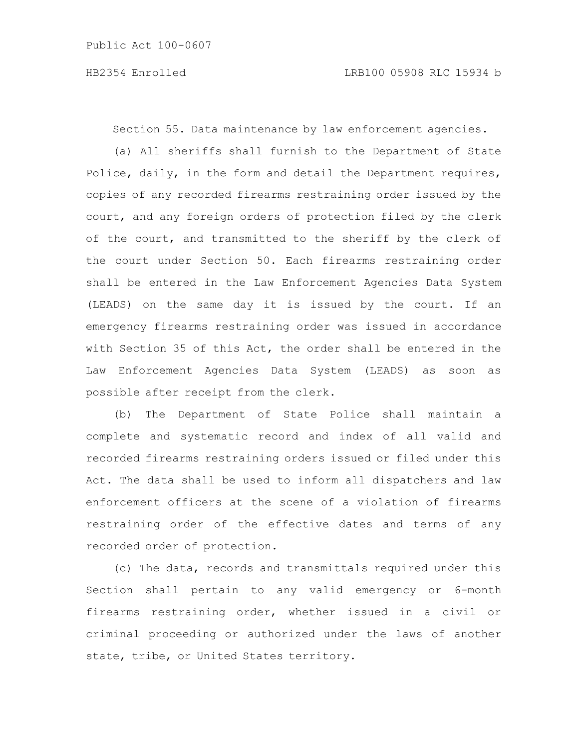Section 55. Data maintenance by law enforcement agencies.

(a) All sheriffs shall furnish to the Department of State Police, daily, in the form and detail the Department requires, copies of any recorded firearms restraining order issued by the court, and any foreign orders of protection filed by the clerk of the court, and transmitted to the sheriff by the clerk of the court under Section 50. Each firearms restraining order shall be entered in the Law Enforcement Agencies Data System (LEADS) on the same day it is issued by the court. If an emergency firearms restraining order was issued in accordance with Section 35 of this Act, the order shall be entered in the Law Enforcement Agencies Data System (LEADS) as soon as possible after receipt from the clerk.

(b) The Department of State Police shall maintain a complete and systematic record and index of all valid and recorded firearms restraining orders issued or filed under this Act. The data shall be used to inform all dispatchers and law enforcement officers at the scene of a violation of firearms restraining order of the effective dates and terms of any recorded order of protection.

(c) The data, records and transmittals required under this Section shall pertain to any valid emergency or 6-month firearms restraining order, whether issued in a civil or criminal proceeding or authorized under the laws of another state, tribe, or United States territory.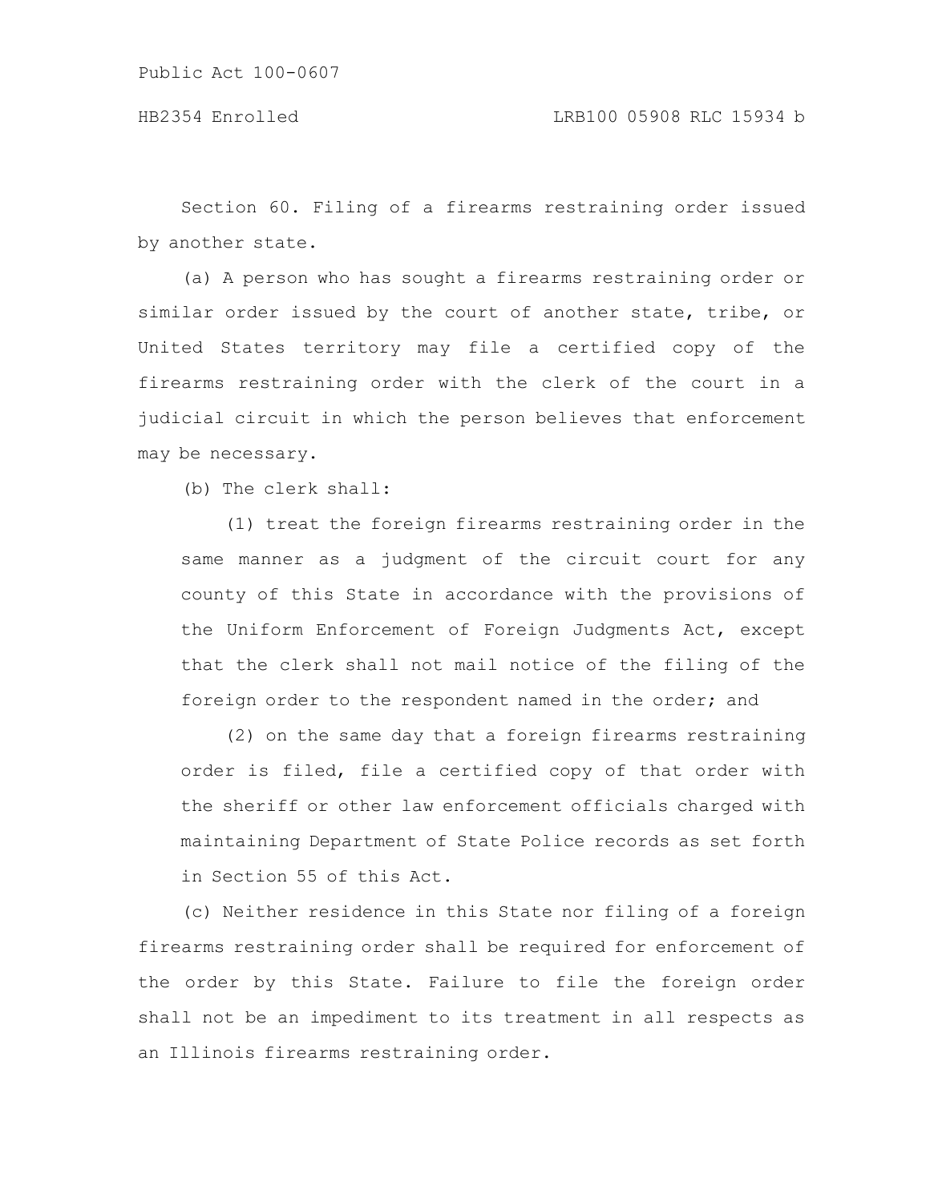Section 60. Filing of a firearms restraining order issued by another state.

(a) A person who has sought a firearms restraining order or similar order issued by the court of another state, tribe, or United States territory may file a certified copy of the firearms restraining order with the clerk of the court in a judicial circuit in which the person believes that enforcement may be necessary.

(b) The clerk shall:

(1) treat the foreign firearms restraining order in the same manner as a judgment of the circuit court for any county of this State in accordance with the provisions of the Uniform Enforcement of Foreign Judgments Act, except that the clerk shall not mail notice of the filing of the foreign order to the respondent named in the order; and

(2) on the same day that a foreign firearms restraining order is filed, file a certified copy of that order with the sheriff or other law enforcement officials charged with maintaining Department of State Police records as set forth in Section 55 of this Act.

(c) Neither residence in this State nor filing of a foreign firearms restraining order shall be required for enforcement of the order by this State. Failure to file the foreign order shall not be an impediment to its treatment in all respects as an Illinois firearms restraining order.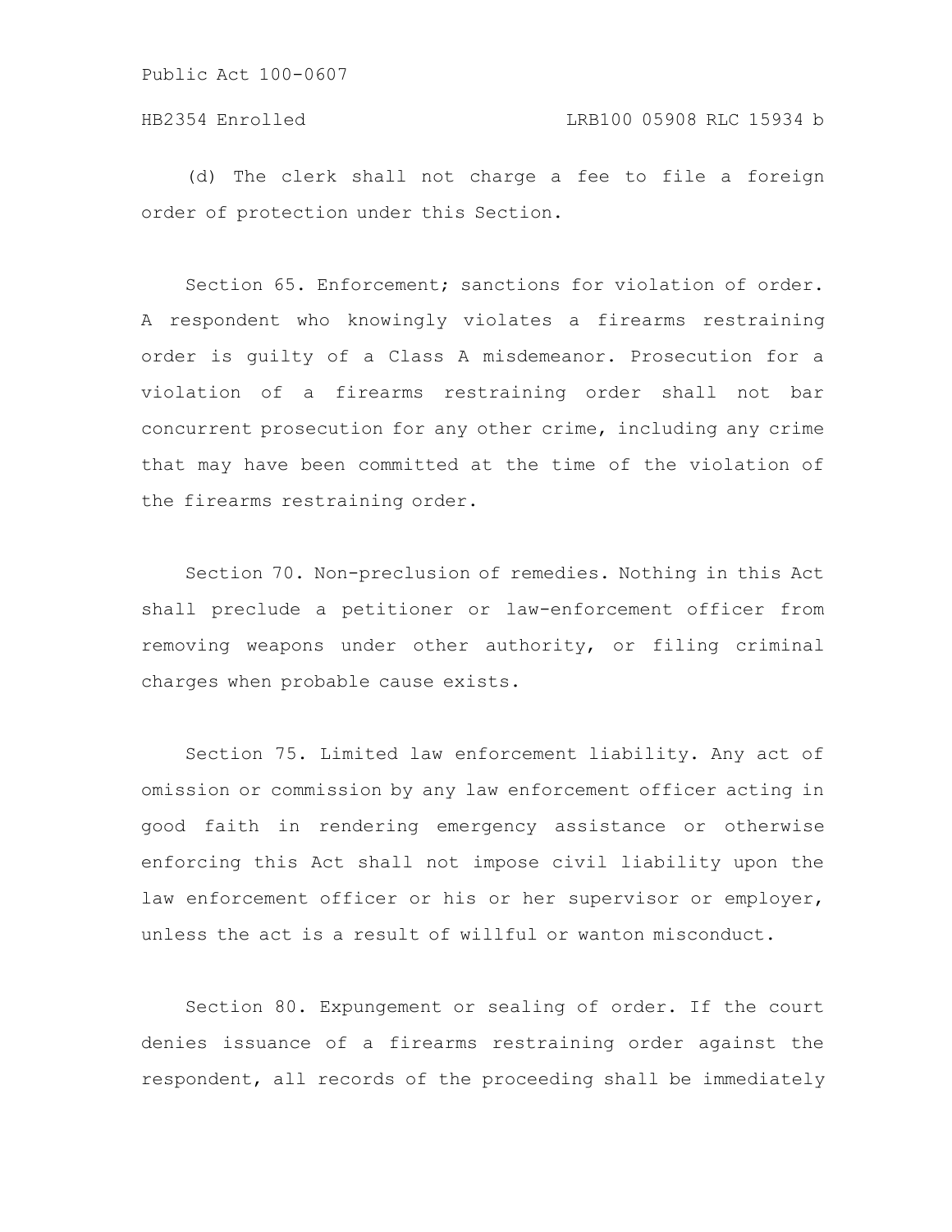(d) The clerk shall not charge a fee to file a foreign order of protection under this Section.

Section 65. Enforcement; sanctions for violation of order. A respondent who knowingly violates a firearms restraining order is guilty of a Class A misdemeanor. Prosecution for a violation of a firearms restraining order shall not bar concurrent prosecution for any other crime, including any crime that may have been committed at the time of the violation of the firearms restraining order.

Section 70. Non-preclusion of remedies. Nothing in this Act shall preclude a petitioner or law-enforcement officer from removing weapons under other authority, or filing criminal charges when probable cause exists.

Section 75. Limited law enforcement liability. Any act of omission or commission by any law enforcement officer acting in good faith in rendering emergency assistance or otherwise enforcing this Act shall not impose civil liability upon the law enforcement officer or his or her supervisor or employer, unless the act is a result of willful or wanton misconduct.

Section 80. Expungement or sealing of order. If the court denies issuance of a firearms restraining order against the respondent, all records of the proceeding shall be immediately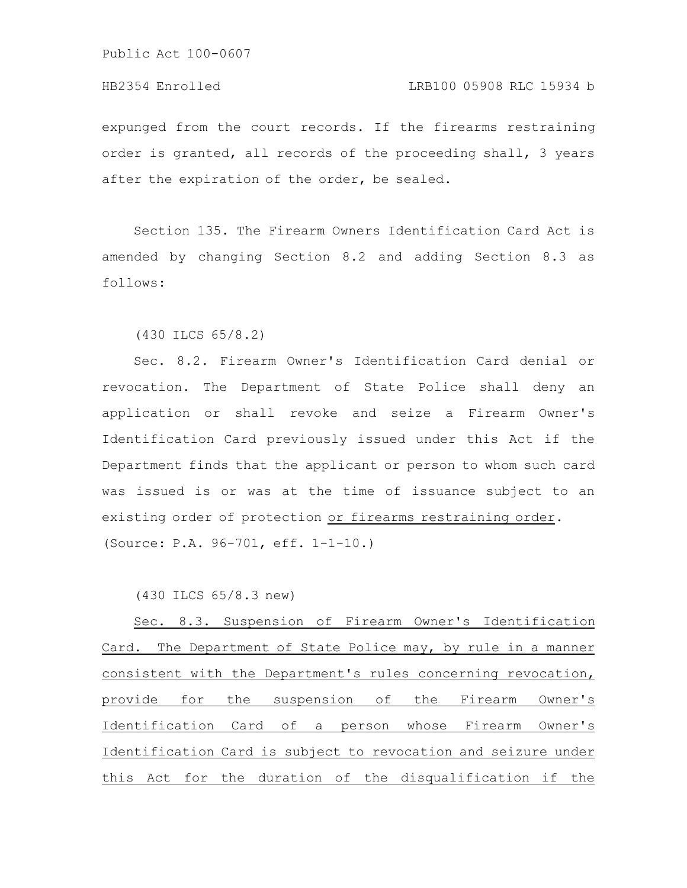expunged from the court records. If the firearms restraining order is granted, all records of the proceeding shall, 3 years after the expiration of the order, be sealed.

Section 135. The Firearm Owners Identification Card Act is amended by changing Section 8.2 and adding Section 8.3 as follows:

(430 ILCS 65/8.2)

Sec. 8.2. Firearm Owner's Identification Card denial or revocation. The Department of State Police shall deny an application or shall revoke and seize a Firearm Owner's Identification Card previously issued under this Act if the Department finds that the applicant or person to whom such card was issued is or was at the time of issuance subject to an existing order of protection or firearms restraining order.
(Source: P.A. 96-701, eff. 1-1-10.)

(430 ILCS 65/8.3 new)

Sec. 8.3. Suspension of Firearm Owner's Identification Card. The Department of State Police may, by rule in a manner consistent with the Department's rules concerning revocation, provide for the suspension of the Firearm Owner's Identification Card of a person whose Firearm Owner's Identification Card is subject to revocation and seizure under this Act for the duration of the disqualification if the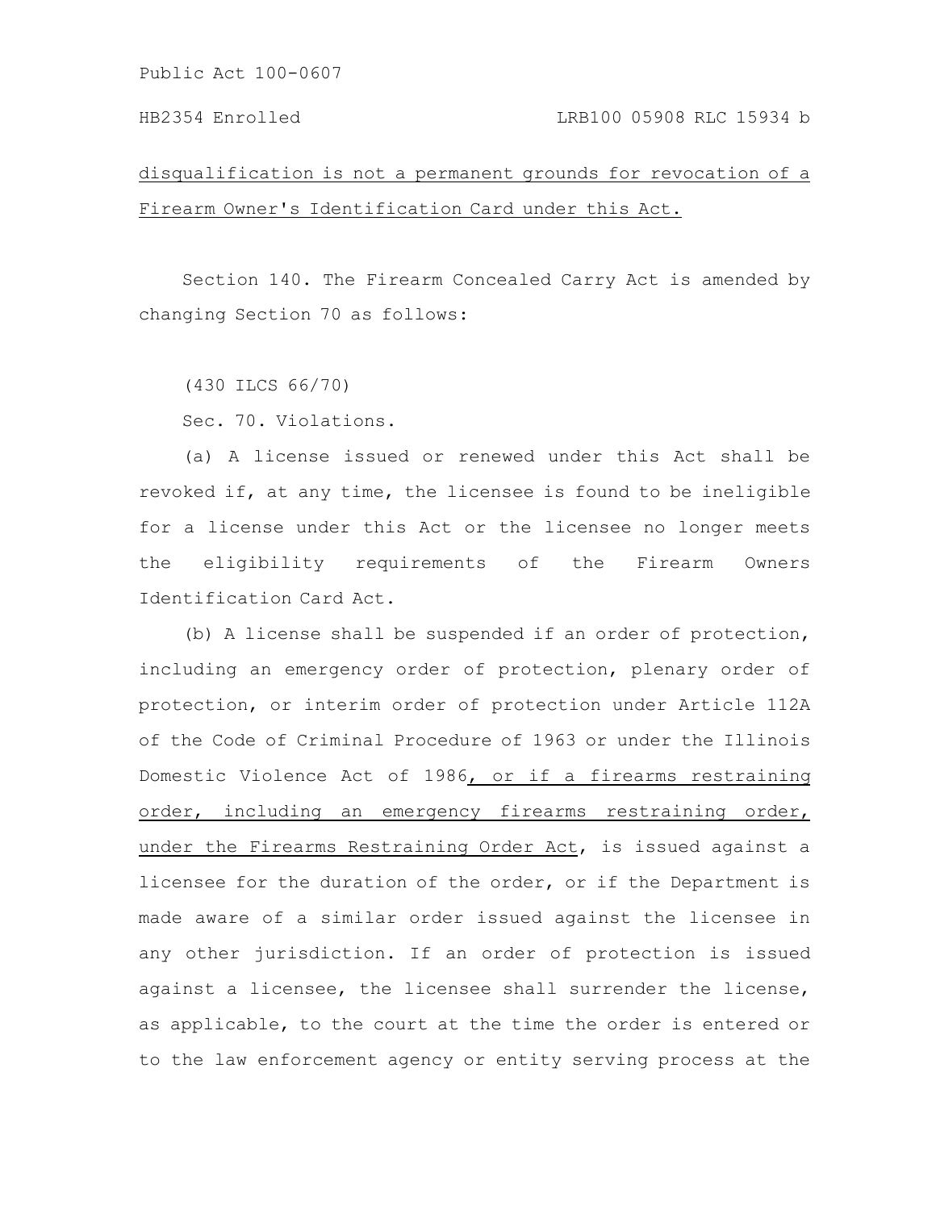disqualification is not a permanent grounds for revocation of a Firearm Owner's Identification Card under this Act.

Section 140. The Firearm Concealed Carry Act is amended by changing Section 70 as follows:

(430 ILCS 66/70)

Sec. 70. Violations.

(a) A license issued or renewed under this Act shall be revoked if, at any time, the licensee is found to be ineligible for a license under this Act or the licensee no longer meets the eligibility requirements of the Firearm Owners Identification Card Act.

(b) A license shall be suspended if an order of protection, including an emergency order of protection, plenary order of protection, or interim order of protection under Article 112A of the Code of Criminal Procedure of 1963 or under the Illinois Domestic Violence Act of 1986, or if a firearms restraining order, including an emergency firearms restraining order, under the Firearms Restraining Order Act, is issued against a licensee for the duration of the order, or if the Department is made aware of a similar order issued against the licensee in any other jurisdiction. If an order of protection is issued against a licensee, the licensee shall surrender the license, as applicable, to the court at the time the order is entered or to the law enforcement agency or entity serving process at the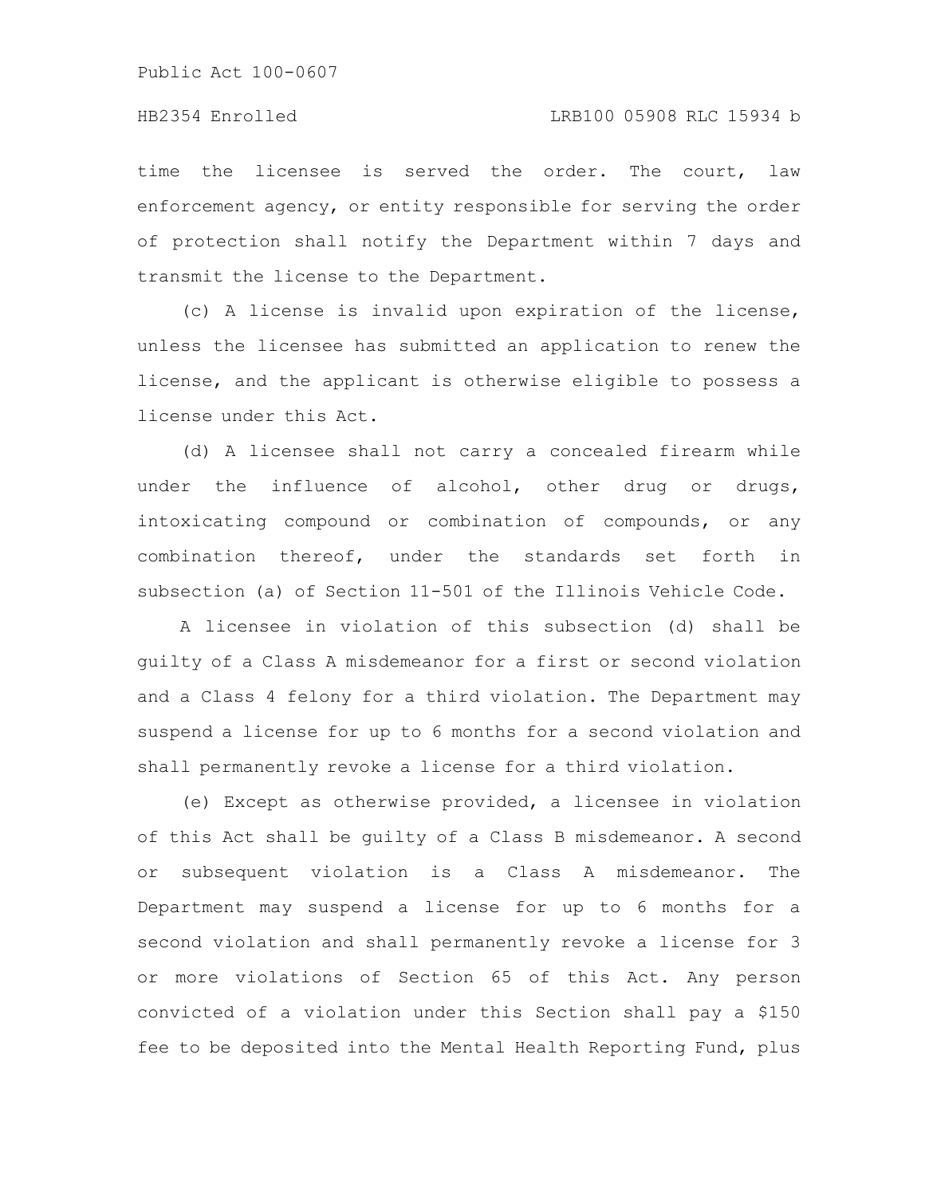time the licensee is served the order. The court, law enforcement agency, or entity responsible for serving the order of protection shall notify the Department within 7 days and transmit the license to the Department.

(c) A license is invalid upon expiration of the license, unless the licensee has submitted an application to renew the license, and the applicant is otherwise eligible to possess a license under this Act.

(d) A licensee shall not carry a concealed firearm while under the influence of alcohol, other drug or drugs, intoxicating compound or combination of compounds, or any combination thereof, under the standards set forth in subsection (a) of Section 11-501 of the Illinois Vehicle Code.

A licensee in violation of this subsection (d) shall be guilty of a Class A misdemeanor for a first or second violation and a Class 4 felony for a third violation. The Department may suspend a license for up to 6 months for a second violation and shall permanently revoke a license for a third violation.

(e) Except as otherwise provided, a licensee in violation of this Act shall be guilty of a Class B misdemeanor. A second or subsequent violation is a Class A misdemeanor. The Department may suspend a license for up to 6 months for a second violation and shall permanently revoke a license for 3 or more violations of Section 65 of this Act. Any person convicted of a violation under this Section shall pay a $150 fee to be deposited into the Mental Health Reporting Fund, plus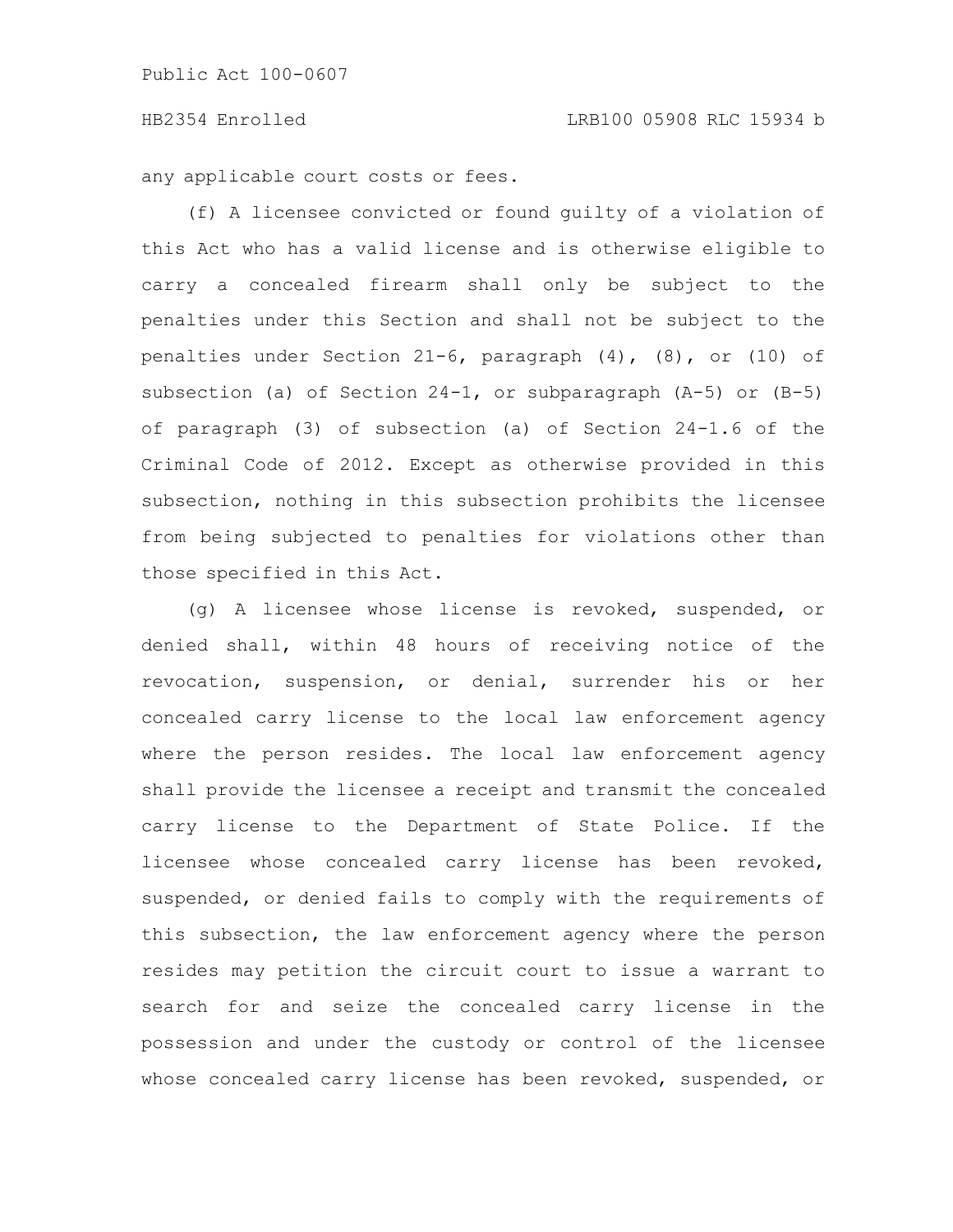any applicable court costs or fees.

(f) A licensee convicted or found guilty of a violation of this Act who has a valid license and is otherwise eligible to carry a concealed firearm shall only be subject to the penalties under this Section and shall not be subject to the penalties under Section 21-6, paragraph (4), (8), or (10) of subsection (a) of Section 24-1, or subparagraph (A-5) or (B-5) of paragraph (3) of subsection (a) of Section 24-1.6 of the Criminal Code of 2012. Except as otherwise provided in this subsection, nothing in this subsection prohibits the licensee from being subjected to penalties for violations other than those specified in this Act.

(g) A licensee whose license is revoked, suspended, or denied shall, within 48 hours of receiving notice of the revocation, suspension, or denial, surrender his or her concealed carry license to the local law enforcement agency where the person resides. The local law enforcement agency shall provide the licensee a receipt and transmit the concealed carry license to the Department of State Police. If the licensee whose concealed carry license has been revoked, suspended, or denied fails to comply with the requirements of this subsection, the law enforcement agency where the person resides may petition the circuit court to issue a warrant to search for and seize the concealed carry license in the possession and under the custody or control of the licensee whose concealed carry license has been revoked, suspended, or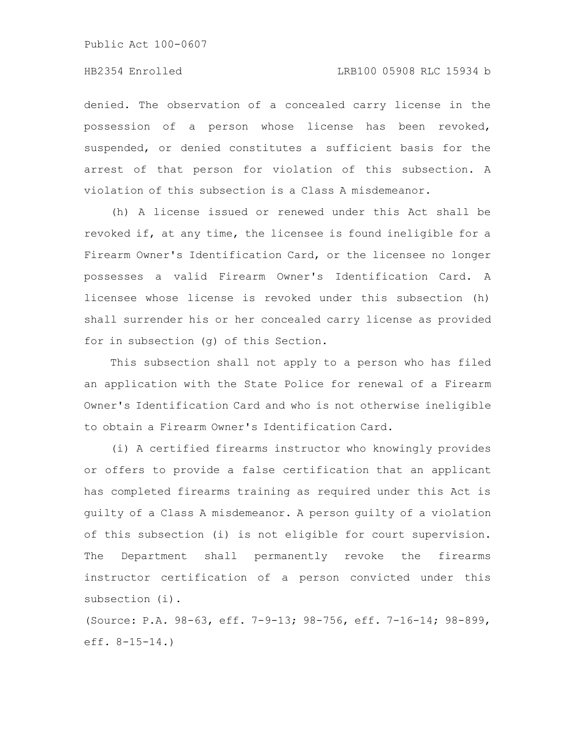denied. The observation of a concealed carry license in the possession of a person whose license has been revoked, suspended, or denied constitutes a sufficient basis for the arrest of that person for violation of this subsection. A violation of this subsection is a Class A misdemeanor.

(h) A license issued or renewed under this Act shall be revoked if, at any time, the licensee is found ineligible for a Firearm Owner's Identification Card, or the licensee no longer possesses a valid Firearm Owner's Identification Card. A licensee whose license is revoked under this subsection (h) shall surrender his or her concealed carry license as provided for in subsection (g) of this Section.

This subsection shall not apply to a person who has filed an application with the State Police for renewal of a Firearm Owner's Identification Card and who is not otherwise ineligible to obtain a Firearm Owner's Identification Card.

(i) A certified firearms instructor who knowingly provides or offers to provide a false certification that an applicant has completed firearms training as required under this Act is guilty of a Class A misdemeanor. A person guilty of a violation of this subsection (i) is not eligible for court supervision. The Department shall permanently revoke the firearms instructor certification of a person convicted under this subsection (i).

(Source: P.A. 98-63, eff. 7-9-13; 98-756, eff. 7-16-14; 98-899, eff. 8-15-14.)